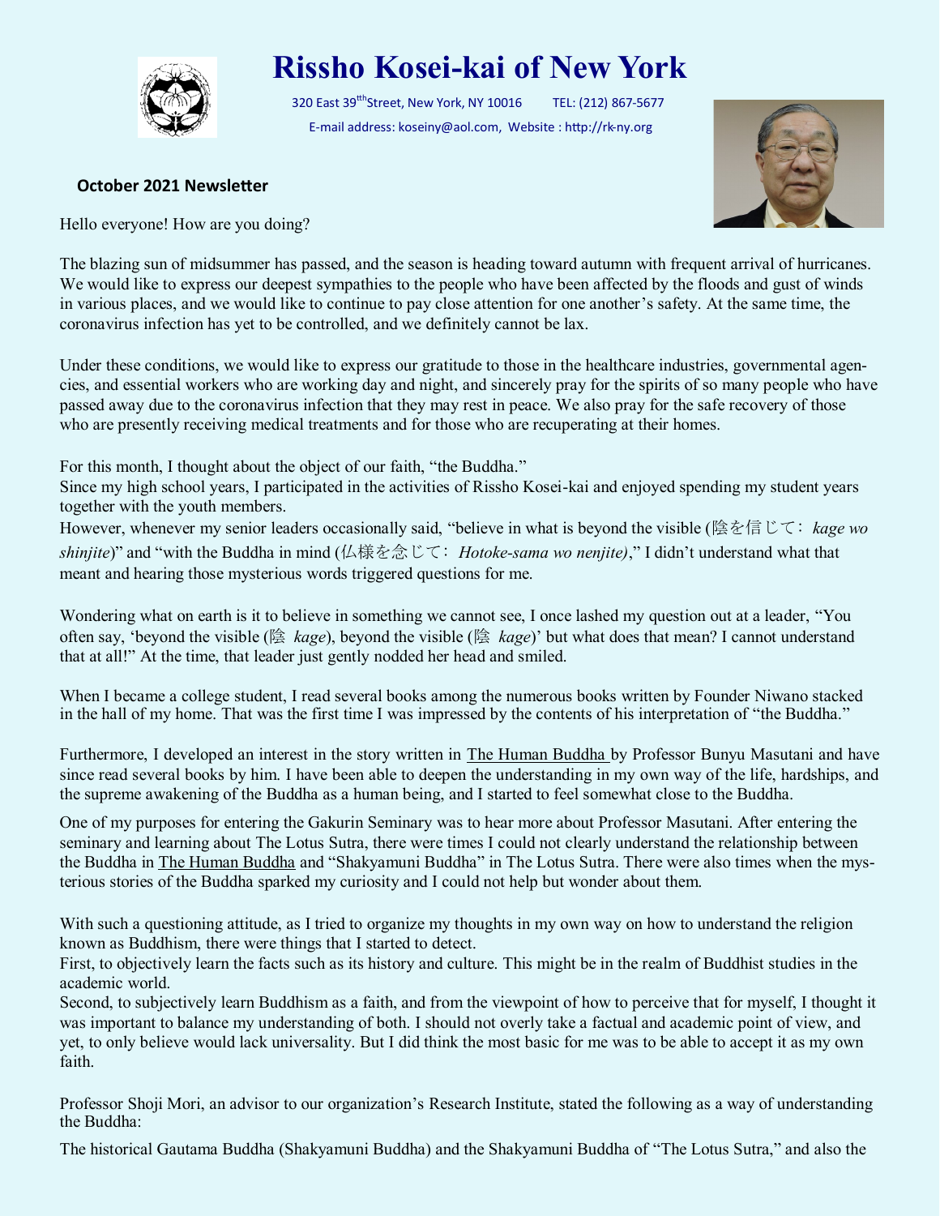# Rissho Kosei-kai of New York

320 East 39th Street, New York, NY 10016 TEL: (212) 867-5677

E-mail address: koseiny@aol.com, Website : http://rk-ny.org

**October 2021 Newsletter**

Hello everyone! How are you doing?

The blazing sun of midsummer has passed, and the season is heading toward autumn with frequent arrival of hurricanes. We would like to express our deepest sympathies to the people who have been affected by the floods and gust of winds in various places, and we would like to continue to pay close attention for one another's safety. At the same time, the coronavirus infection has yet to be controlled, and we definitely cannot be lax.

Under these conditions, we would like to express our gratitude to those in the healthcare industries, governmental agencies, and essential workers who are working day and night, and sincerely pray for the spirits of so many people who have passed away due to the coronavirus infection that they may rest in peace. We also pray for the safe recovery of those who are presently receiving medical treatments and for those who are recuperating at their homes.

For this month, I thought about the object of our faith, "the Buddha."
Since my high school years, I participated in the activities of Rissho Kosei-kai and enjoyed spending my student years together with the youth members.
However, whenever my senior leaders occasionally said, "believe in what is beyond the visible (陰を信じて： *kage wo shinjite*)" and "with the Buddha in mind (仏様を念じて： *Hotoke-sama wo nenjite)*," I didn't understand what that meant and hearing those mysterious words triggered questions for me.

Wondering what on earth is it to believe in something we cannot see, I once lashed my question out at a leader, "You often say, 'beyond the visible (陰 *kage*), beyond the visible (陰 *kage*)' but what does that mean? I cannot understand that at all!" At the time, that leader just gently nodded her head and smiled.

When I became a college student, I read several books among the numerous books written by Founder Niwano stacked in the hall of my home. That was the first time I was impressed by the contents of his interpretation of "the Buddha."

Furthermore, I developed an interest in the story written in The Human Buddha by Professor Bunyu Masutani and have since read several books by him. I have been able to deepen the understanding in my own way of the life, hardships, and the supreme awakening of the Buddha as a human being, and I started to feel somewhat close to the Buddha.

One of my purposes for entering the Gakurin Seminary was to hear more about Professor Masutani. After entering the seminary and learning about The Lotus Sutra, there were times I could not clearly understand the relationship between the Buddha in The Human Buddha and "Shakyamuni Buddha" in The Lotus Sutra. There were also times when the mysterious stories of the Buddha sparked my curiosity and I could not help but wonder about them.

With such a questioning attitude, as I tried to organize my thoughts in my own way on how to understand the religion known as Buddhism, there were things that I started to detect.
First, to objectively learn the facts such as its history and culture. This might be in the realm of Buddhist studies in the academic world.
Second, to subjectively learn Buddhism as a faith, and from the viewpoint of how to perceive that for myself, I thought it was important to balance my understanding of both. I should not overly take a factual and academic point of view, and yet, to only believe would lack universality. But I did think the most basic for me was to be able to accept it as my own faith.

Professor Shoji Mori, an advisor to our organization's Research Institute, stated the following as a way of understanding the Buddha:

The historical Gautama Buddha (Shakyamuni Buddha) and the Shakyamuni Buddha of "The Lotus Sutra," and also the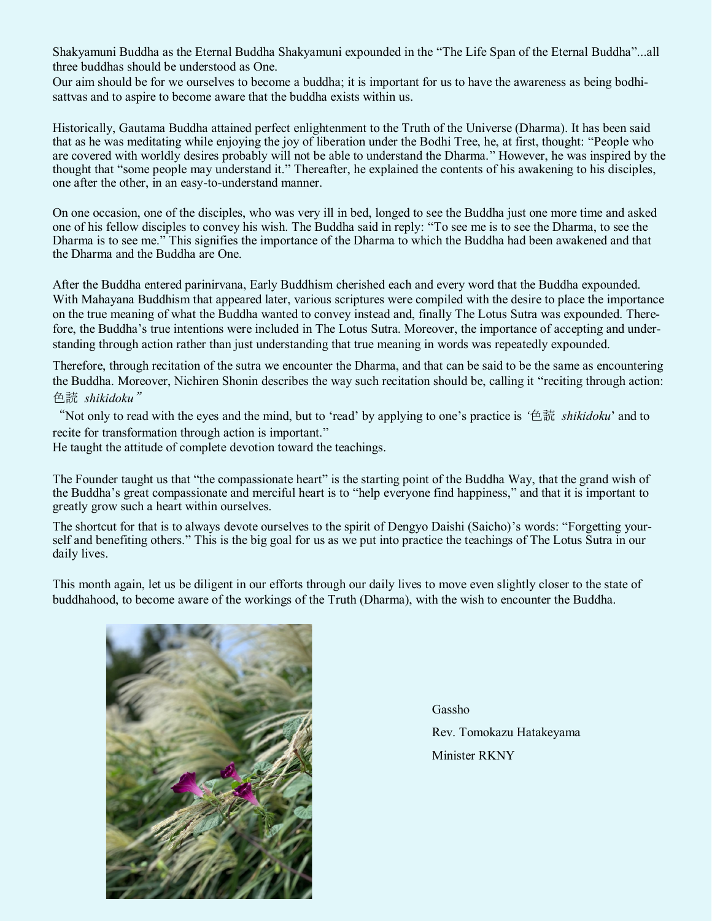Shakyamuni Buddha as the Eternal Buddha Shakyamuni expounded in the "The Life Span of the Eternal Buddha"...all three buddhas should be understood as One.

Our aim should be for we ourselves to become a buddha; it is important for us to have the awareness as being bodhisattvas and to aspire to become aware that the buddha exists within us.

Historically, Gautama Buddha attained perfect enlightenment to the Truth of the Universe (Dharma). It has been said that as he was meditating while enjoying the joy of liberation under the Bodhi Tree, he, at first, thought: "People who are covered with worldly desires probably will not be able to understand the Dharma." However, he was inspired by the thought that "some people may understand it." Thereafter, he explained the contents of his awakening to his disciples, one after the other, in an easy-to-understand manner.

On one occasion, one of the disciples, who was very ill in bed, longed to see the Buddha just one more time and asked one of his fellow disciples to convey his wish. The Buddha said in reply: "To see me is to see the Dharma, to see the Dharma is to see me." This signifies the importance of the Dharma to which the Buddha had been awakened and that the Dharma and the Buddha are One.

After the Buddha entered parinirvana, Early Buddhism cherished each and every word that the Buddha expounded. With Mahayana Buddhism that appeared later, various scriptures were compiled with the desire to place the importance on the true meaning of what the Buddha wanted to convey instead and, finally The Lotus Sutra was expounded. Therefore, the Buddha's true intentions were included in The Lotus Sutra. Moreover, the importance of accepting and understanding through action rather than just understanding that true meaning in words was repeatedly expounded.

Therefore, through recitation of the sutra we encounter the Dharma, and that can be said to be the same as encountering the Buddha. Moreover, Nichiren Shonin describes the way such recitation should be, calling it "reciting through action: 色読 *shikidoku*"

"Not only to read with the eyes and the mind, but to 'read' by applying to one's practice is '色読 *shikidoku*' and to recite for transformation through action is important."

He taught the attitude of complete devotion toward the teachings.

The Founder taught us that "the compassionate heart" is the starting point of the Buddha Way, that the grand wish of the Buddha's great compassionate and merciful heart is to "help everyone find happiness," and that it is important to greatly grow such a heart within ourselves.

The shortcut for that is to always devote ourselves to the spirit of Dengyo Daishi (Saicho)'s words: "Forgetting yourself and benefiting others." This is the big goal for us as we put into practice the teachings of The Lotus Sutra in our daily lives.

This month again, let us be diligent in our efforts through our daily lives to move even slightly closer to the state of buddhahood, to become aware of the workings of the Truth (Dharma), with the wish to encounter the Buddha.

Gassho

Rev. Tomokazu Hatakeyama

Minister RKNY